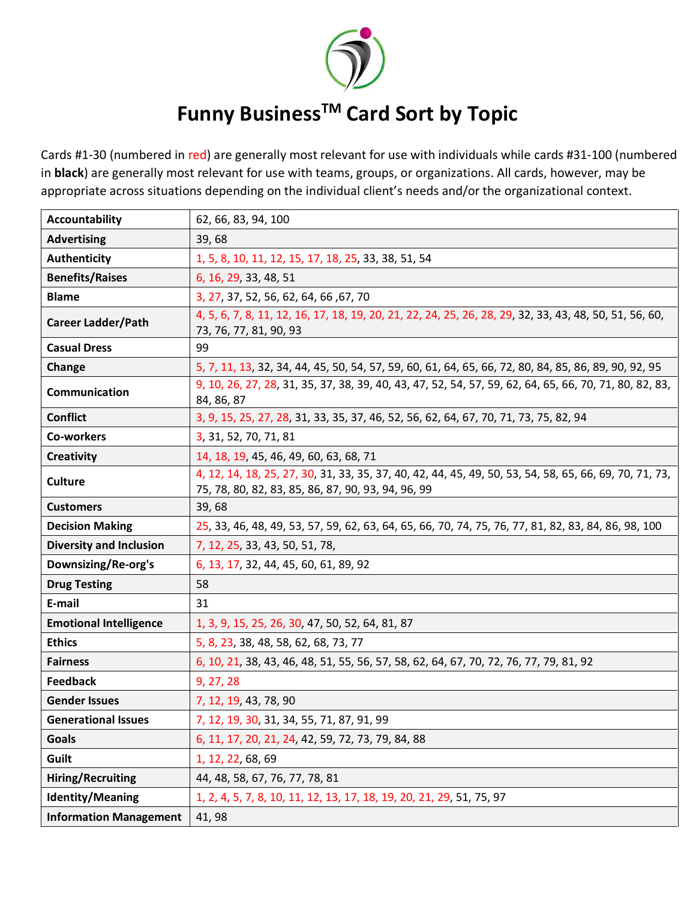# Funny Business™ Card Sort by Topic

Cards #1-30 (numbered in red) are generally most relevant for use with individuals while cards #31-100 (numbered in **black**) are generally most relevant for use with teams, groups, or organizations. All cards, however, may be appropriate across situations depending on the individual client's needs and/or the organizational context.

| | |
|---|---|
| **Accountability** | 62, 66, 83, 94, 100 |
| **Advertising** | 39, 68 |
| **Authenticity** | 1, 5, 8, 10, 11, 12, 15, 17, 18, 25, 33, 38, 51, 54 |
| **Benefits/Raises** | 6, 16, 29, 33, 48, 51 |
| **Blame** | 3, 27, 37, 52, 56, 62, 64, 66 ,67, 70 |
| **Career Ladder/Path** | 4, 5, 6, 7, 8, 11, 12, 16, 17, 18, 19, 20, 21, 22, 24, 25, 26, 28, 29, 32, 33, 43, 48, 50, 51, 56, 60, 73, 76, 77, 81, 90, 93 |
| **Casual Dress** | 99 |
| **Change** | 5, 7, 11, 13, 32, 34, 44, 45, 50, 54, 57, 59, 60, 61, 64, 65, 66, 72, 80, 84, 85, 86, 89, 90, 92, 95 |
| **Communication** | 9, 10, 26, 27, 28, 31, 35, 37, 38, 39, 40, 43, 47, 52, 54, 57, 59, 62, 64, 65, 66, 70, 71, 80, 82, 83, 84, 86, 87 |
| **Conflict** | 3, 9, 15, 25, 27, 28, 31, 33, 35, 37, 46, 52, 56, 62, 64, 67, 70, 71, 73, 75, 82, 94 |
| **Co-workers** | 3, 31, 52, 70, 71, 81 |
| **Creativity** | 14, 18, 19, 45, 46, 49, 60, 63, 68, 71 |
| **Culture** | 4, 12, 14, 18, 25, 27, 30, 31, 33, 35, 37, 40, 42, 44, 45, 49, 50, 53, 54, 58, 65, 66, 69, 70, 71, 73, 75, 78, 80, 82, 83, 85, 86, 87, 90, 93, 94, 96, 99 |
| **Customers** | 39, 68 |
| **Decision Making** | 25, 33, 46, 48, 49, 53, 57, 59, 62, 63, 64, 65, 66, 70, 74, 75, 76, 77, 81, 82, 83, 84, 86, 98, 100 |
| **Diversity and Inclusion** | 7, 12, 25, 33, 43, 50, 51, 78, |
| **Downsizing/Re-org's** | 6, 13, 17, 32, 44, 45, 60, 61, 89, 92 |
| **Drug Testing** | 58 |
| **E-mail** | 31 |
| **Emotional Intelligence** | 1, 3, 9, 15, 25, 26, 30, 47, 50, 52, 64, 81, 87 |
| **Ethics** | 5, 8, 23, 38, 48, 58, 62, 68, 73, 77 |
| **Fairness** | 6, 10, 21, 38, 43, 46, 48, 51, 55, 56, 57, 58, 62, 64, 67, 70, 72, 76, 77, 79, 81, 92 |
| **Feedback** | 9, 27, 28 |
| **Gender Issues** | 7, 12, 19, 43, 78, 90 |
| **Generational Issues** | 7, 12, 19, 30, 31, 34, 55, 71, 87, 91, 99 |
| **Goals** | 6, 11, 17, 20, 21, 24, 42, 59, 72, 73, 79, 84, 88 |
| **Guilt** | 1, 12, 22, 68, 69 |
| **Hiring/Recruiting** | 44, 48, 58, 67, 76, 77, 78, 81 |
| **Identity/Meaning** | 1, 2, 4, 5, 7, 8, 10, 11, 12, 13, 17, 18, 19, 20, 21, 29, 51, 75, 97 |
| **Information Management** | 41, 98 |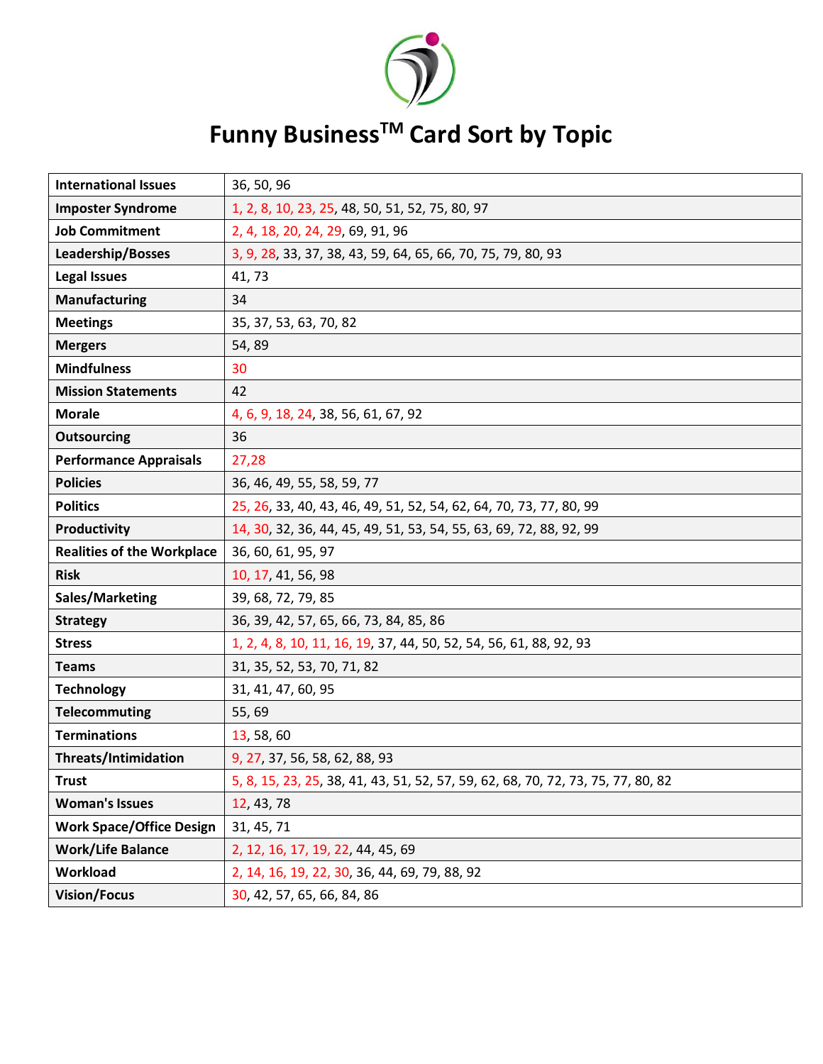# Funny Business$^{TM}$ Card Sort by Topic

| | |
|---|---|
| **International Issues** | 36, 50, 96 |
| **Imposter Syndrome** | 1, 2, 8, 10, 23, 25, 48, 50, 51, 52, 75, 80, 97 |
| **Job Commitment** | 2, 4, 18, 20, 24, 29, 69, 91, 96 |
| **Leadership/Bosses** | 3, 9, 28, 33, 37, 38, 43, 59, 64, 65, 66, 70, 75, 79, 80, 93 |
| **Legal Issues** | 41, 73 |
| **Manufacturing** | 34 |
| **Meetings** | 35, 37, 53, 63, 70, 82 |
| **Mergers** | 54, 89 |
| **Mindfulness** | 30 |
| **Mission Statements** | 42 |
| **Morale** | 4, 6, 9, 18, 24, 38, 56, 61, 67, 92 |
| **Outsourcing** | 36 |
| **Performance Appraisals** | 27,28 |
| **Policies** | 36, 46, 49, 55, 58, 59, 77 |
| **Politics** | 25, 26, 33, 40, 43, 46, 49, 51, 52, 54, 62, 64, 70, 73, 77, 80, 99 |
| **Productivity** | 14, 30, 32, 36, 44, 45, 49, 51, 53, 54, 55, 63, 69, 72, 88, 92, 99 |
| **Realities of the Workplace** | 36, 60, 61, 95, 97 |
| **Risk** | 10, 17, 41, 56, 98 |
| **Sales/Marketing** | 39, 68, 72, 79, 85 |
| **Strategy** | 36, 39, 42, 57, 65, 66, 73, 84, 85, 86 |
| **Stress** | 1, 2, 4, 8, 10, 11, 16, 19, 37, 44, 50, 52, 54, 56, 61, 88, 92, 93 |
| **Teams** | 31, 35, 52, 53, 70, 71, 82 |
| **Technology** | 31, 41, 47, 60, 95 |
| **Telecommuting** | 55, 69 |
| **Terminations** | 13, 58, 60 |
| **Threats/Intimidation** | 9, 27, 37, 56, 58, 62, 88, 93 |
| **Trust** | 5, 8, 15, 23, 25, 38, 41, 43, 51, 52, 57, 59, 62, 68, 70, 72, 73, 75, 77, 80, 82 |
| **Woman's Issues** | 12, 43, 78 |
| **Work Space/Office Design** | 31, 45, 71 |
| **Work/Life Balance** | 2, 12, 16, 17, 19, 22, 44, 45, 69 |
| **Workload** | 2, 14, 16, 19, 22, 30, 36, 44, 69, 79, 88, 92 |
| **Vision/Focus** | 30, 42, 57, 65, 66, 84, 86 |